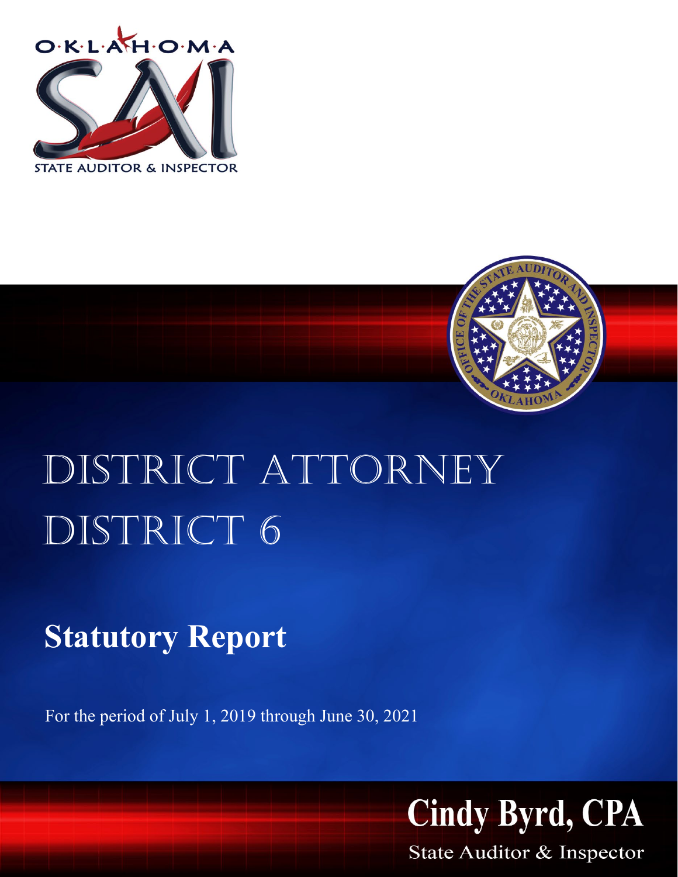OKLAHOMA

STATE AUDITOR & INSPECTOR

# DISTRICT ATTORNEY DISTRICT 6

## Statutory Report

For the period of July 1, 2019 through June 30, 2021

**Cindy Byrd, CPA**

State Auditor & Inspector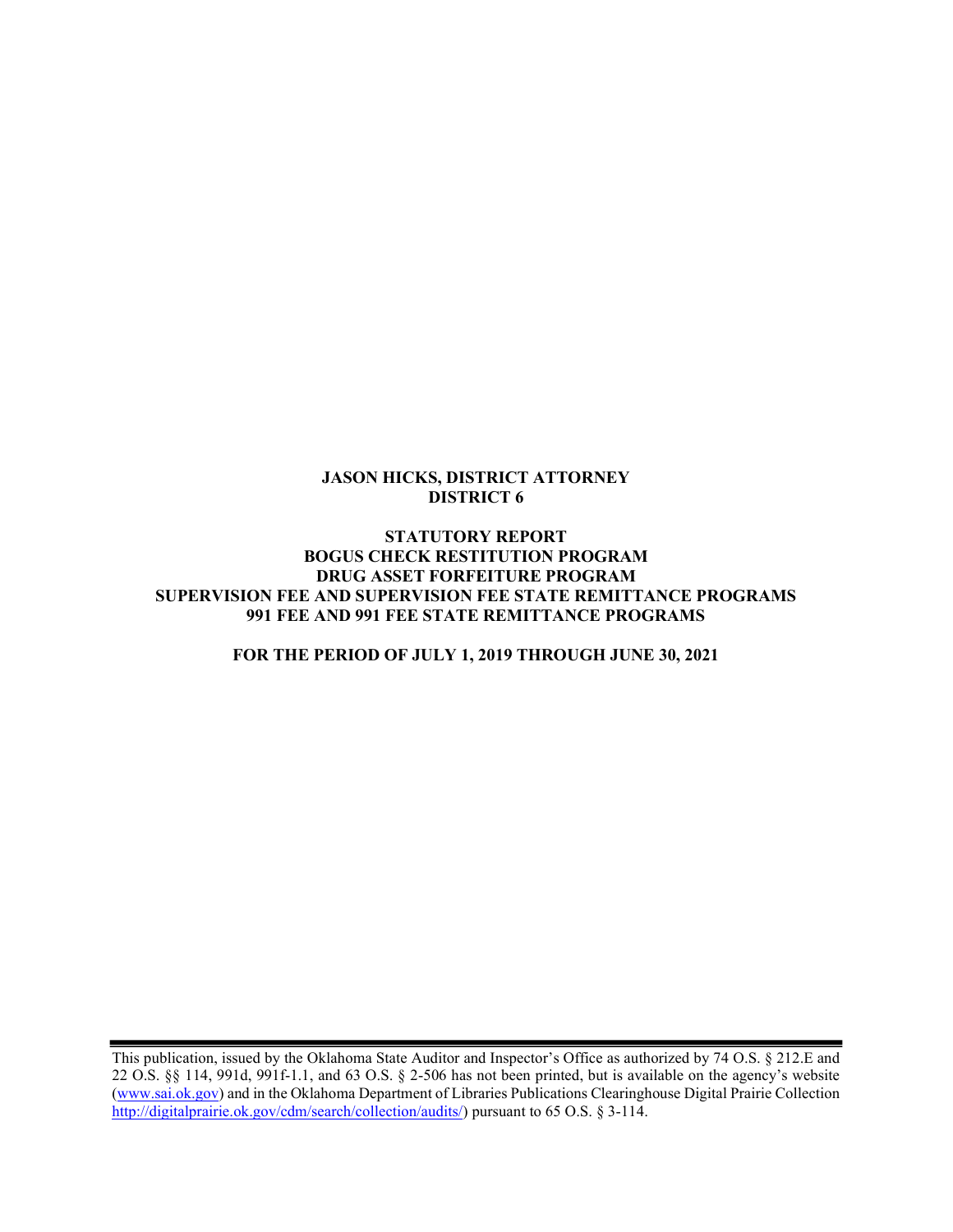**JASON HICKS, DISTRICT ATTORNEY**
**DISTRICT 6**

**STATUTORY REPORT**
**BOGUS CHECK RESTITUTION PROGRAM**
**DRUG ASSET FORFEITURE PROGRAM**
**SUPERVISION FEE AND SUPERVISION FEE STATE REMITTANCE PROGRAMS**
**991 FEE AND 991 FEE STATE REMITTANCE PROGRAMS**

**FOR THE PERIOD OF JULY 1, 2019 THROUGH JUNE 30, 2021**

---

This publication, issued by the Oklahoma State Auditor and Inspector's Office as authorized by 74 O.S. § 212.E and 22 O.S. §§ 114, 991d, 991f-1.1, and 63 O.S. § 2-506 has not been printed, but is available on the agency's website (www.sai.ok.gov) and in the Oklahoma Department of Libraries Publications Clearinghouse Digital Prairie Collection http://digitalprairie.ok.gov/cdm/search/collection/audits/) pursuant to 65 O.S. § 3-114.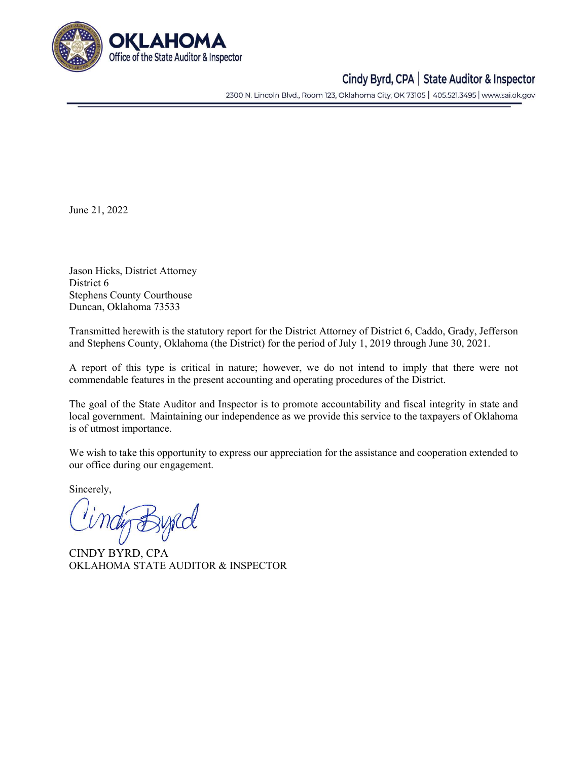June 21, 2022

Jason Hicks, District Attorney
District 6
Stephens County Courthouse
Duncan, Oklahoma 73533

Transmitted herewith is the statutory report for the District Attorney of District 6, Caddo, Grady, Jefferson and Stephens County, Oklahoma (the District) for the period of July 1, 2019 through June 30, 2021.

A report of this type is critical in nature; however, we do not intend to imply that there were not commendable features in the present accounting and operating procedures of the District.

The goal of the State Auditor and Inspector is to promote accountability and fiscal integrity in state and local government. Maintaining our independence as we provide this service to the taxpayers of Oklahoma is of utmost importance.

We wish to take this opportunity to express our appreciation for the assistance and cooperation extended to our office during our engagement.

Sincerely,

CINDY BYRD, CPA
OKLAHOMA STATE AUDITOR & INSPECTOR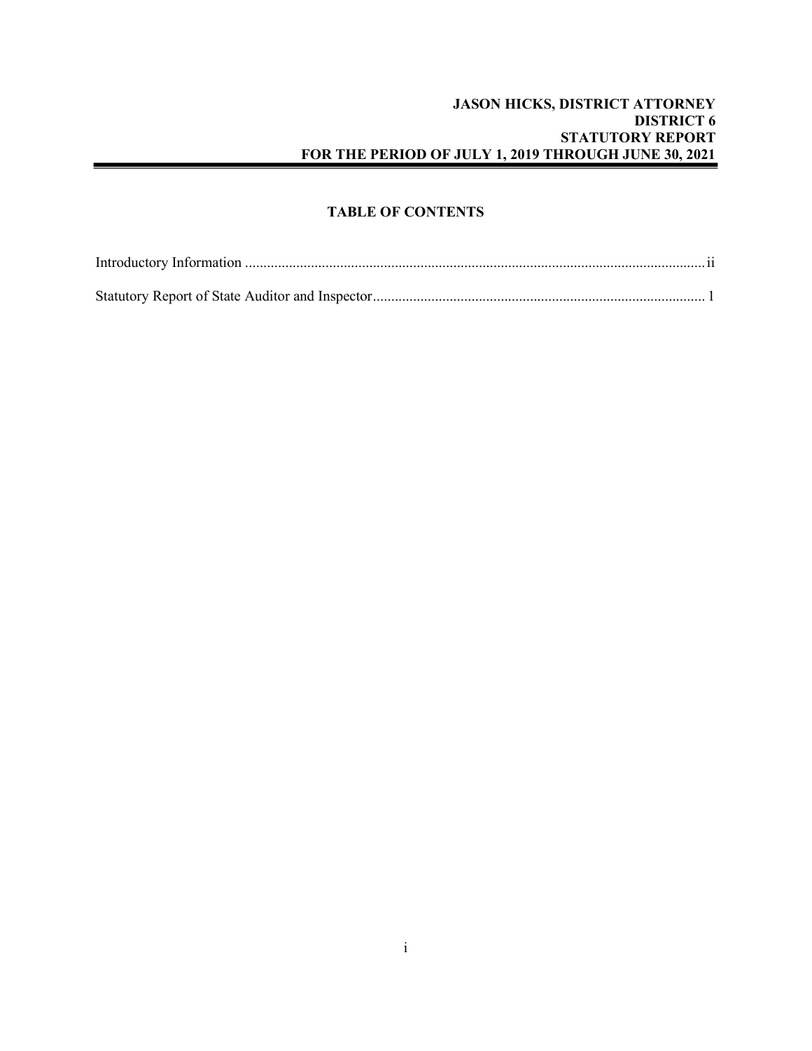**JASON HICKS, DISTRICT ATTORNEY**
**DISTRICT 6**
**STATUTORY REPORT**
**FOR THE PERIOD OF JULY 1, 2019 THROUGH JUNE 30, 2021**

## TABLE OF CONTENTS

Introductory Information ..................................................................................................................... ii

Statutory Report of State Auditor and Inspector .................................................................................. 1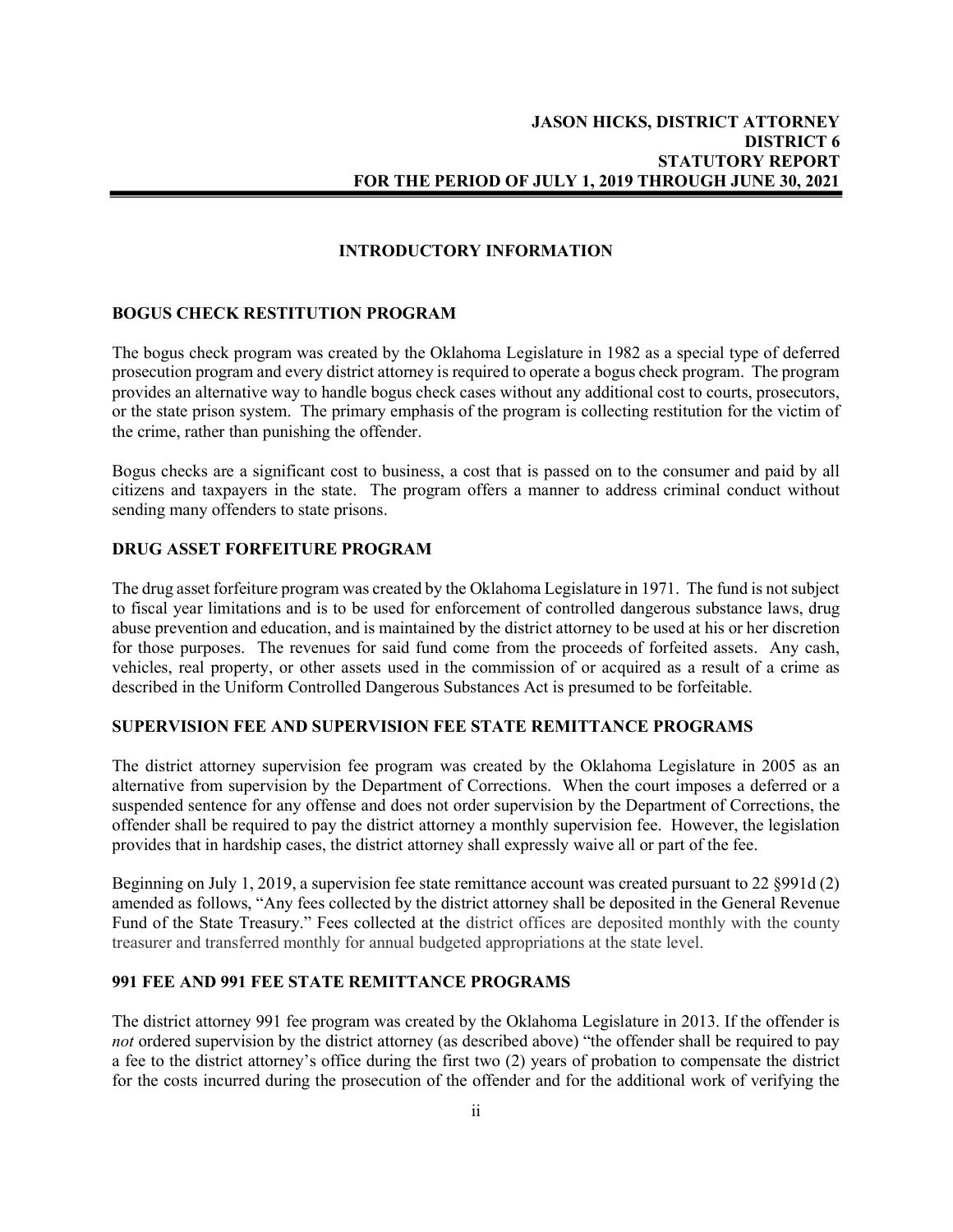**JASON HICKS, DISTRICT ATTORNEY**
**DISTRICT 6**
**STATUTORY REPORT**
**FOR THE PERIOD OF JULY 1, 2019 THROUGH JUNE 30, 2021**

## INTRODUCTORY INFORMATION

### BOGUS CHECK RESTITUTION PROGRAM

The bogus check program was created by the Oklahoma Legislature in 1982 as a special type of deferred prosecution program and every district attorney is required to operate a bogus check program. The program provides an alternative way to handle bogus check cases without any additional cost to courts, prosecutors, or the state prison system. The primary emphasis of the program is collecting restitution for the victim of the crime, rather than punishing the offender.

Bogus checks are a significant cost to business, a cost that is passed on to the consumer and paid by all citizens and taxpayers in the state. The program offers a manner to address criminal conduct without sending many offenders to state prisons.

### DRUG ASSET FORFEITURE PROGRAM

The drug asset forfeiture program was created by the Oklahoma Legislature in 1971. The fund is not subject to fiscal year limitations and is to be used for enforcement of controlled dangerous substance laws, drug abuse prevention and education, and is maintained by the district attorney to be used at his or her discretion for those purposes. The revenues for said fund come from the proceeds of forfeited assets. Any cash, vehicles, real property, or other assets used in the commission of or acquired as a result of a crime as described in the Uniform Controlled Dangerous Substances Act is presumed to be forfeitable.

### SUPERVISION FEE AND SUPERVISION FEE STATE REMITTANCE PROGRAMS

The district attorney supervision fee program was created by the Oklahoma Legislature in 2005 as an alternative from supervision by the Department of Corrections. When the court imposes a deferred or a suspended sentence for any offense and does not order supervision by the Department of Corrections, the offender shall be required to pay the district attorney a monthly supervision fee. However, the legislation provides that in hardship cases, the district attorney shall expressly waive all or part of the fee.

Beginning on July 1, 2019, a supervision fee state remittance account was created pursuant to 22 §991d (2) amended as follows, "Any fees collected by the district attorney shall be deposited in the General Revenue Fund of the State Treasury." Fees collected at the district offices are deposited monthly with the county treasurer and transferred monthly for annual budgeted appropriations at the state level.

### 991 FEE AND 991 FEE STATE REMITTANCE PROGRAMS

The district attorney 991 fee program was created by the Oklahoma Legislature in 2013. If the offender is *not* ordered supervision by the district attorney (as described above) "the offender shall be required to pay a fee to the district attorney's office during the first two (2) years of probation to compensate the district for the costs incurred during the prosecution of the offender and for the additional work of verifying the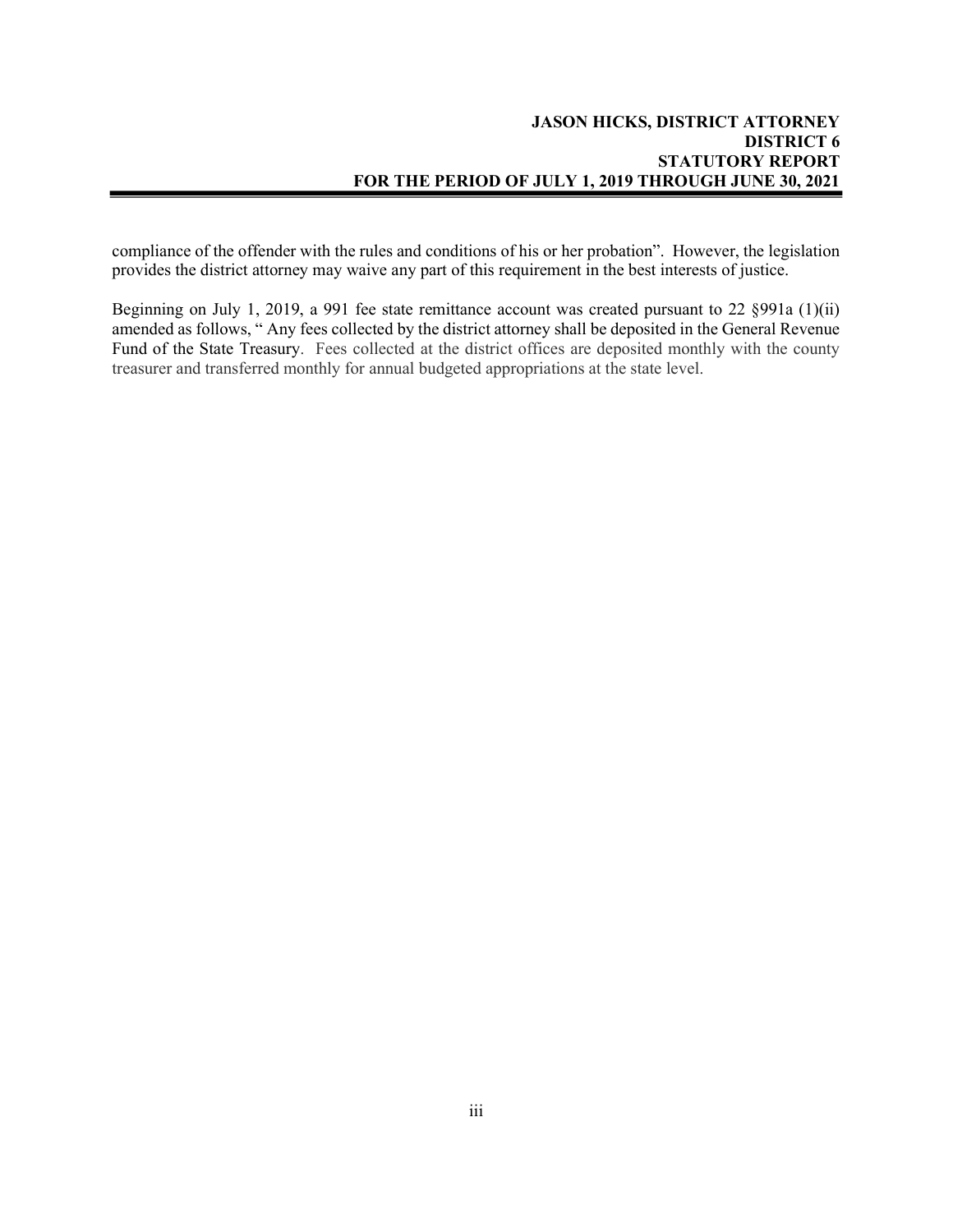compliance of the offender with the rules and conditions of his or her probation". However, the legislation provides the district attorney may waive any part of this requirement in the best interests of justice.

Beginning on July 1, 2019, a 991 fee state remittance account was created pursuant to 22 §991a (1)(ii) amended as follows, " Any fees collected by the district attorney shall be deposited in the General Revenue Fund of the State Treasury. Fees collected at the district offices are deposited monthly with the county treasurer and transferred monthly for annual budgeted appropriations at the state level.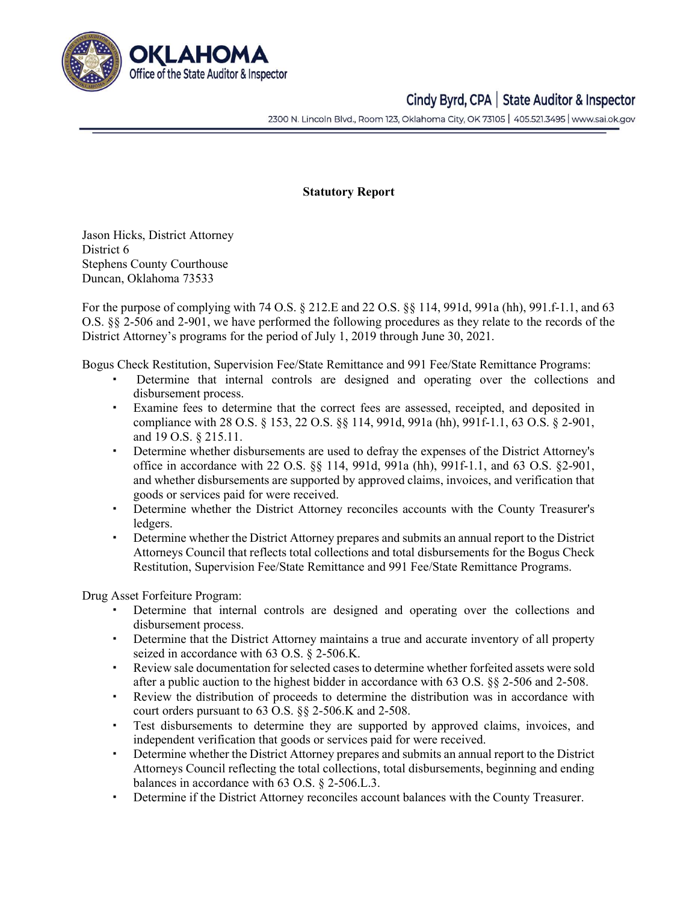OKLAHOMA
Office of the State Auditor & Inspector

Cindy Byrd, CPA | State Auditor & Inspector

2300 N. Lincoln Blvd., Room 123, Oklahoma City, OK 73105 | 405.521.3495 | www.sai.ok.gov

**Statutory Report**

Jason Hicks, District Attorney
District 6
Stephens County Courthouse
Duncan, Oklahoma 73533

For the purpose of complying with 74 O.S. § 212.E and 22 O.S. §§ 114, 991d, 991a (hh), 991.f-1.1, and 63 O.S. §§ 2-506 and 2-901, we have performed the following procedures as they relate to the records of the District Attorney's programs for the period of July 1, 2019 through June 30, 2021.

Bogus Check Restitution, Supervision Fee/State Remittance and 991 Fee/State Remittance Programs:

- Determine that internal controls are designed and operating over the collections and disbursement process.
- Examine fees to determine that the correct fees are assessed, receipted, and deposited in compliance with 28 O.S. § 153, 22 O.S. §§ 114, 991d, 991a (hh), 991f-1.1, 63 O.S. § 2-901, and 19 O.S. § 215.11.
- Determine whether disbursements are used to defray the expenses of the District Attorney's office in accordance with 22 O.S. §§ 114, 991d, 991a (hh), 991f-1.1, and 63 O.S. §2-901, and whether disbursements are supported by approved claims, invoices, and verification that goods or services paid for were received.
- Determine whether the District Attorney reconciles accounts with the County Treasurer's ledgers.
- Determine whether the District Attorney prepares and submits an annual report to the District Attorneys Council that reflects total collections and total disbursements for the Bogus Check Restitution, Supervision Fee/State Remittance and 991 Fee/State Remittance Programs.

Drug Asset Forfeiture Program:

- Determine that internal controls are designed and operating over the collections and disbursement process.
- Determine that the District Attorney maintains a true and accurate inventory of all property seized in accordance with 63 O.S. § 2-506.K.
- Review sale documentation for selected cases to determine whether forfeited assets were sold after a public auction to the highest bidder in accordance with 63 O.S. §§ 2-506 and 2-508.
- Review the distribution of proceeds to determine the distribution was in accordance with court orders pursuant to 63 O.S. §§ 2-506.K and 2-508.
- Test disbursements to determine they are supported by approved claims, invoices, and independent verification that goods or services paid for were received.
- Determine whether the District Attorney prepares and submits an annual report to the District Attorneys Council reflecting the total collections, total disbursements, beginning and ending balances in accordance with 63 O.S. § 2-506.L.3.
- Determine if the District Attorney reconciles account balances with the County Treasurer.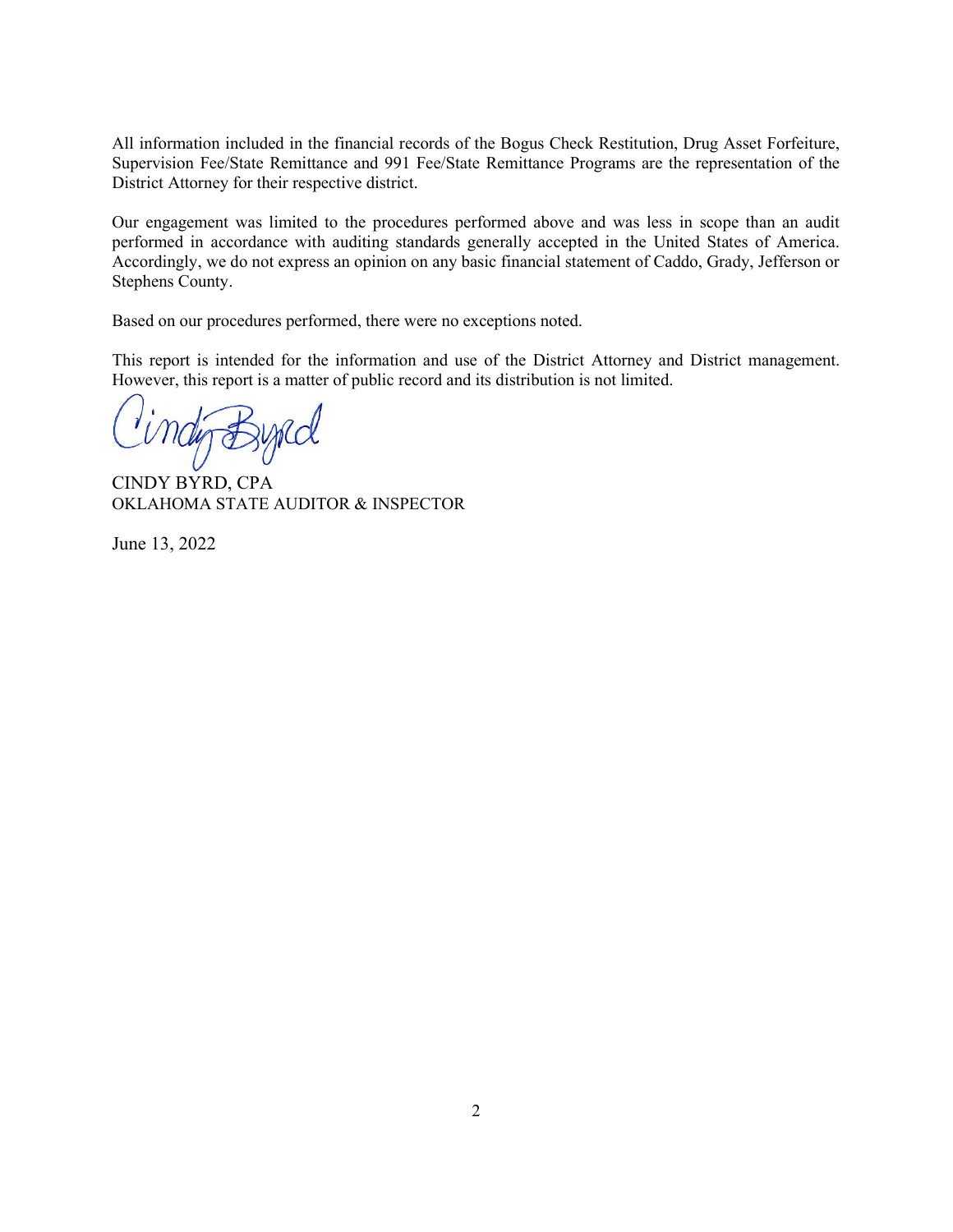All information included in the financial records of the Bogus Check Restitution, Drug Asset Forfeiture, Supervision Fee/State Remittance and 991 Fee/State Remittance Programs are the representation of the District Attorney for their respective district.

Our engagement was limited to the procedures performed above and was less in scope than an audit performed in accordance with auditing standards generally accepted in the United States of America. Accordingly, we do not express an opinion on any basic financial statement of Caddo, Grady, Jefferson or Stephens County.

Based on our procedures performed, there were no exceptions noted.

This report is intended for the information and use of the District Attorney and District management. However, this report is a matter of public record and its distribution is not limited.

CINDY BYRD, CPA
OKLAHOMA STATE AUDITOR & INSPECTOR

June 13, 2022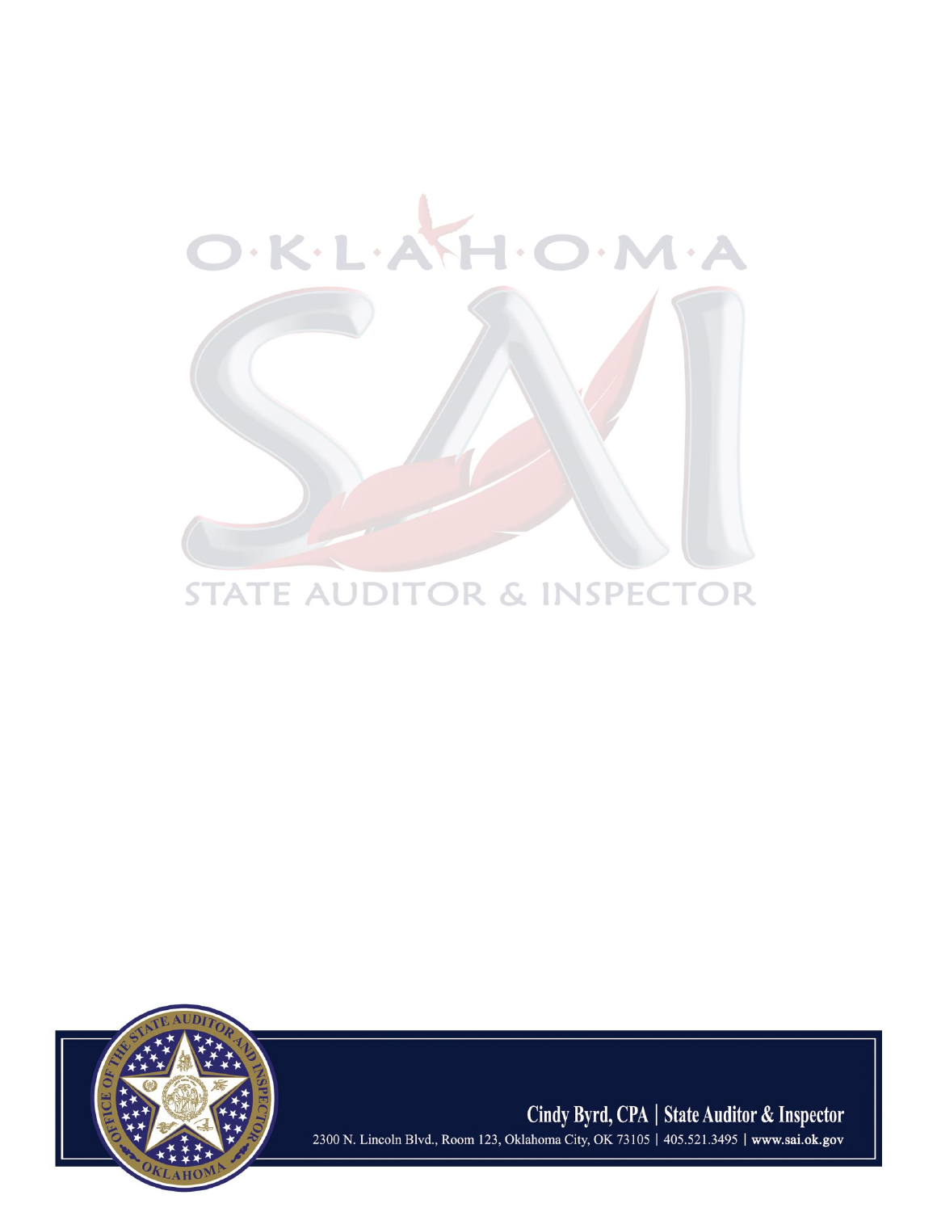OKLAHOMA

SAI

STATE AUDITOR & INSPECTOR

**Cindy Byrd, CPA | State Auditor & Inspector**

2300 N. Lincoln Blvd., Room 123, Oklahoma City, OK 73105 | 405.521.3495 | **www.sai.ok.gov**